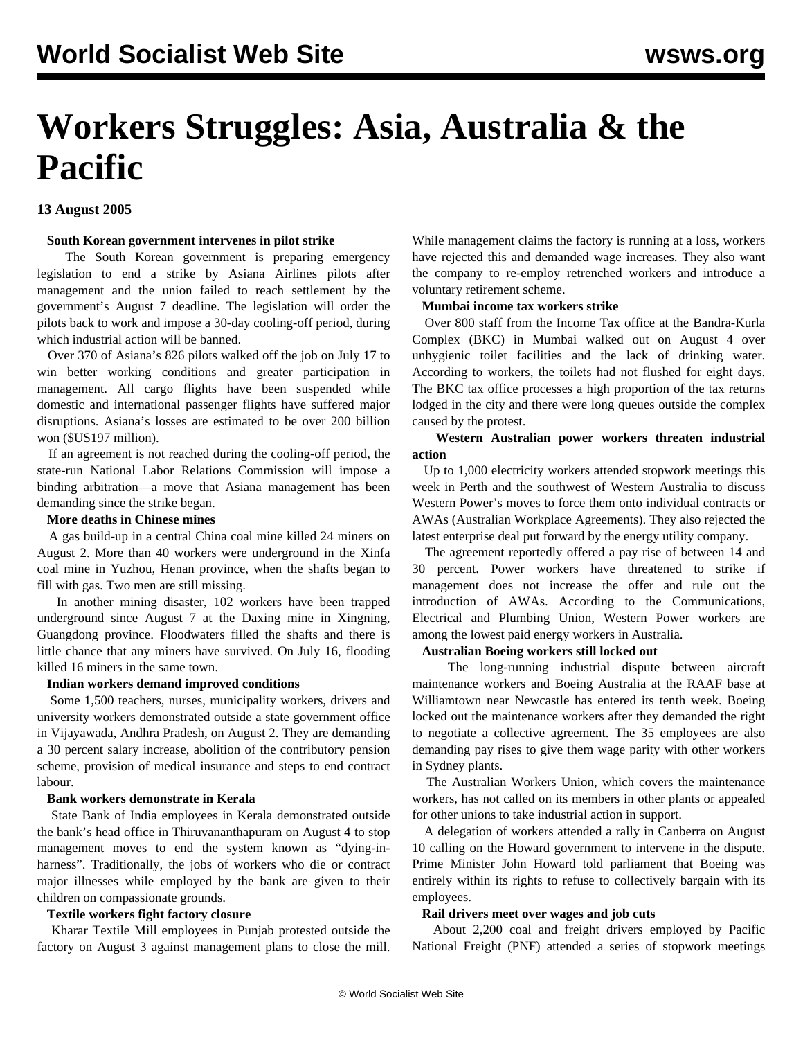# Workers Struggles: Asia, Australia & the Pacific

**13 August 2005**

**South Korean government intervenes in pilot strike**

The South Korean government is preparing emergency legislation to end a strike by Asiana Airlines pilots after management and the union failed to reach settlement by the government's August 7 deadline. The legislation will order the pilots back to work and impose a 30-day cooling-off period, during which industrial action will be banned.

Over 370 of Asiana's 826 pilots walked off the job on July 17 to win better working conditions and greater participation in management. All cargo flights have been suspended while domestic and international passenger flights have suffered major disruptions. Asiana's losses are estimated to be over 200 billion won ($US197 million).

If an agreement is not reached during the cooling-off period, the state-run National Labor Relations Commission will impose a binding arbitration—a move that Asiana management has been demanding since the strike began.

**More deaths in Chinese mines**

A gas build-up in a central China coal mine killed 24 miners on August 2. More than 40 workers were underground in the Xinfa coal mine in Yuzhou, Henan province, when the shafts began to fill with gas. Two men are still missing.

In another mining disaster, 102 workers have been trapped underground since August 7 at the Daxing mine in Xingning, Guangdong province. Floodwaters filled the shafts and there is little chance that any miners have survived. On July 16, flooding killed 16 miners in the same town.

**Indian workers demand improved conditions**

Some 1,500 teachers, nurses, municipality workers, drivers and university workers demonstrated outside a state government office in Vijayawada, Andhra Pradesh, on August 2. They are demanding a 30 percent salary increase, abolition of the contributory pension scheme, provision of medical insurance and steps to end contract labour.

**Bank workers demonstrate in Kerala**

State Bank of India employees in Kerala demonstrated outside the bank's head office in Thiruvananthapuram on August 4 to stop management moves to end the system known as "dying-in-harness". Traditionally, the jobs of workers who die or contract major illnesses while employed by the bank are given to their children on compassionate grounds.

**Textile workers fight factory closure**

Kharar Textile Mill employees in Punjab protested outside the factory on August 3 against management plans to close the mill. While management claims the factory is running at a loss, workers have rejected this and demanded wage increases. They also want the company to re-employ retrenched workers and introduce a voluntary retirement scheme.

**Mumbai income tax workers strike**

Over 800 staff from the Income Tax office at the Bandra-Kurla Complex (BKC) in Mumbai walked out on August 4 over unhygienic toilet facilities and the lack of drinking water. According to workers, the toilets had not flushed for eight days. The BKC tax office processes a high proportion of the tax returns lodged in the city and there were long queues outside the complex caused by the protest.

**Western Australian power workers threaten industrial action**

Up to 1,000 electricity workers attended stopwork meetings this week in Perth and the southwest of Western Australia to discuss Western Power's moves to force them onto individual contracts or AWAs (Australian Workplace Agreements). They also rejected the latest enterprise deal put forward by the energy utility company.

The agreement reportedly offered a pay rise of between 14 and 30 percent. Power workers have threatened to strike if management does not increase the offer and rule out the introduction of AWAs. According to the Communications, Electrical and Plumbing Union, Western Power workers are among the lowest paid energy workers in Australia.

**Australian Boeing workers still locked out**

The long-running industrial dispute between aircraft maintenance workers and Boeing Australia at the RAAF base at Williamtown near Newcastle has entered its tenth week. Boeing locked out the maintenance workers after they demanded the right to negotiate a collective agreement. The 35 employees are also demanding pay rises to give them wage parity with other workers in Sydney plants.

The Australian Workers Union, which covers the maintenance workers, has not called on its members in other plants or appealed for other unions to take industrial action in support.

A delegation of workers attended a rally in Canberra on August 10 calling on the Howard government to intervene in the dispute. Prime Minister John Howard told parliament that Boeing was entirely within its rights to refuse to collectively bargain with its employees.

**Rail drivers meet over wages and job cuts**

About 2,200 coal and freight drivers employed by Pacific National Freight (PNF) attended a series of stopwork meetings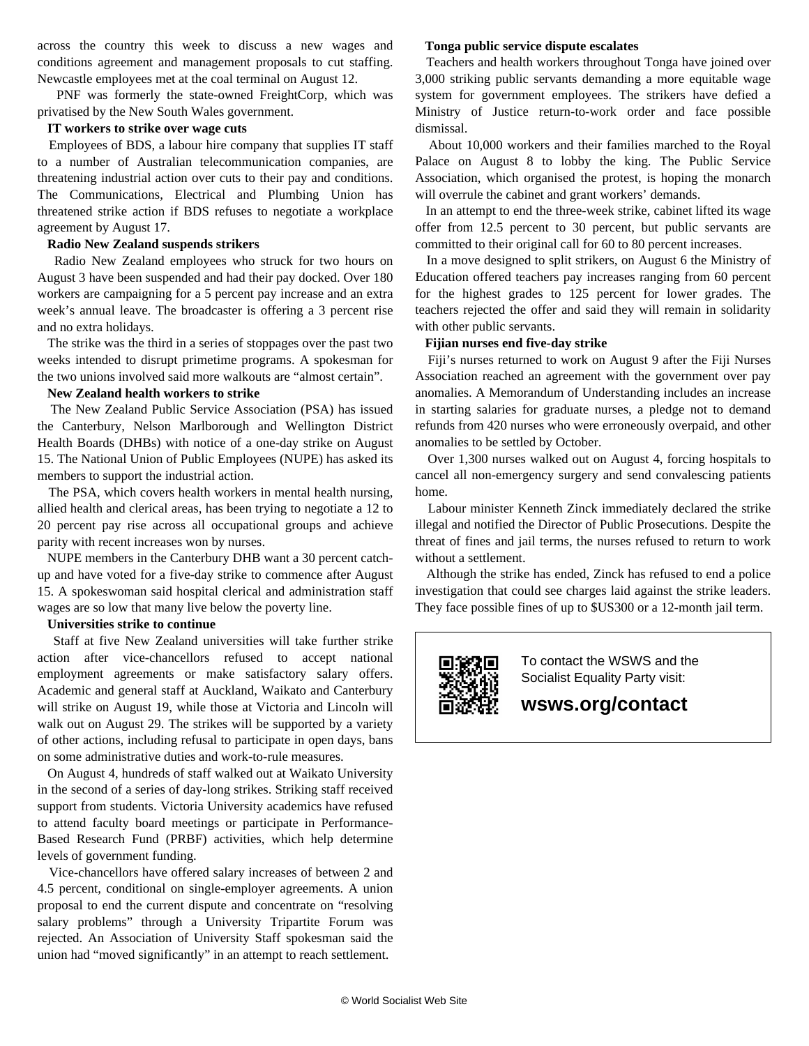across the country this week to discuss a new wages and conditions agreement and management proposals to cut staffing. Newcastle employees met at the coal terminal on August 12.

PNF was formerly the state-owned FreightCorp, which was privatised by the New South Wales government.

**IT workers to strike over wage cuts**

Employees of BDS, a labour hire company that supplies IT staff to a number of Australian telecommunication companies, are threatening industrial action over cuts to their pay and conditions. The Communications, Electrical and Plumbing Union has threatened strike action if BDS refuses to negotiate a workplace agreement by August 17.

**Radio New Zealand suspends strikers**

Radio New Zealand employees who struck for two hours on August 3 have been suspended and had their pay docked. Over 180 workers are campaigning for a 5 percent pay increase and an extra week's annual leave. The broadcaster is offering a 3 percent rise and no extra holidays.

The strike was the third in a series of stoppages over the past two weeks intended to disrupt primetime programs. A spokesman for the two unions involved said more walkouts are "almost certain".

**New Zealand health workers to strike**

The New Zealand Public Service Association (PSA) has issued the Canterbury, Nelson Marlborough and Wellington District Health Boards (DHBs) with notice of a one-day strike on August 15. The National Union of Public Employees (NUPE) has asked its members to support the industrial action.

The PSA, which covers health workers in mental health nursing, allied health and clerical areas, has been trying to negotiate a 12 to 20 percent pay rise across all occupational groups and achieve parity with recent increases won by nurses.

NUPE members in the Canterbury DHB want a 30 percent catch-up and have voted for a five-day strike to commence after August 15. A spokeswoman said hospital clerical and administration staff wages are so low that many live below the poverty line.

**Universities strike to continue**

Staff at five New Zealand universities will take further strike action after vice-chancellors refused to accept national employment agreements or make satisfactory salary offers. Academic and general staff at Auckland, Waikato and Canterbury will strike on August 19, while those at Victoria and Lincoln will walk out on August 29. The strikes will be supported by a variety of other actions, including refusal to participate in open days, bans on some administrative duties and work-to-rule measures.

On August 4, hundreds of staff walked out at Waikato University in the second of a series of day-long strikes. Striking staff received support from students. Victoria University academics have refused to attend faculty board meetings or participate in Performance-Based Research Fund (PRBF) activities, which help determine levels of government funding.

Vice-chancellors have offered salary increases of between 2 and 4.5 percent, conditional on single-employer agreements. A union proposal to end the current dispute and concentrate on "resolving salary problems" through a University Tripartite Forum was rejected. An Association of University Staff spokesman said the union had "moved significantly" in an attempt to reach settlement.

**Tonga public service dispute escalates**

Teachers and health workers throughout Tonga have joined over 3,000 striking public servants demanding a more equitable wage system for government employees. The strikers have defied a Ministry of Justice return-to-work order and face possible dismissal.

About 10,000 workers and their families marched to the Royal Palace on August 8 to lobby the king. The Public Service Association, which organised the protest, is hoping the monarch will overrule the cabinet and grant workers' demands.

In an attempt to end the three-week strike, cabinet lifted its wage offer from 12.5 percent to 30 percent, but public servants are committed to their original call for 60 to 80 percent increases.

In a move designed to split strikers, on August 6 the Ministry of Education offered teachers pay increases ranging from 60 percent for the highest grades to 125 percent for lower grades. The teachers rejected the offer and said they will remain in solidarity with other public servants.

**Fijian nurses end five-day strike**

Fiji's nurses returned to work on August 9 after the Fiji Nurses Association reached an agreement with the government over pay anomalies. A Memorandum of Understanding includes an increase in starting salaries for graduate nurses, a pledge not to demand refunds from 420 nurses who were erroneously overpaid, and other anomalies to be settled by October.

Over 1,300 nurses walked out on August 4, forcing hospitals to cancel all non-emergency surgery and send convalescing patients home.

Labour minister Kenneth Zinck immediately declared the strike illegal and notified the Director of Public Prosecutions. Despite the threat of fines and jail terms, the nurses refused to return to work without a settlement.

Although the strike has ended, Zinck has refused to end a police investigation that could see charges laid against the strike leaders. They face possible fines of up to $US300 or a 12-month jail term.

To contact the WSWS and the Socialist Equality Party visit:

**wsws.org/contact**